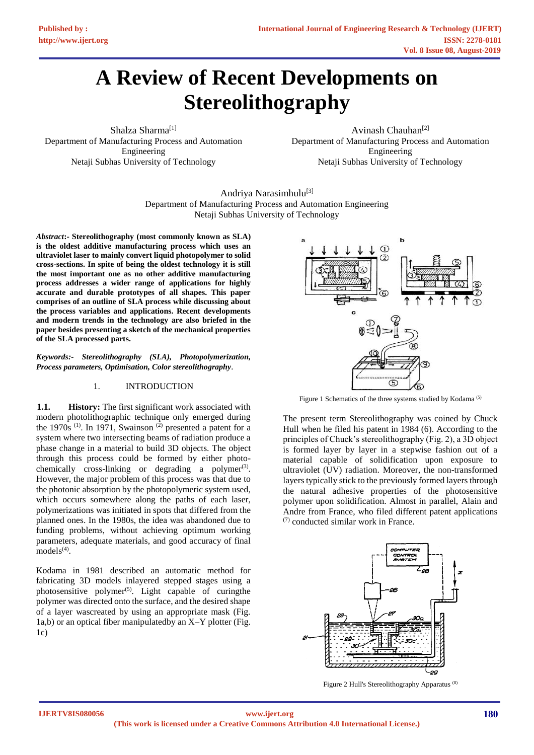# A Review of Recent Developments on Stereolithography

Shalza Sharma[1]
Department of Manufacturing Process and Automation Engineering
Netaji Subhas University of Technology

Avinash Chauhan[2]
Department of Manufacturing Process and Automation Engineering
Netaji Subhas University of Technology

Andriya Narasimhulu[3]
Department of Manufacturing Process and Automation Engineering
Netaji Subhas University of Technology

***Abstract*:- Stereolithography (most commonly known as SLA) is the oldest additive manufacturing process which uses an ultraviolet laser to mainly convert liquid photopolymer to solid cross-sections. In spite of being the oldest technology it is still the most important one as no other additive manufacturing process addresses a wider range of applications for highly accurate and durable prototypes of all shapes. This paper comprises of an outline of SLA process while discussing about the process variables and applications. Recent developments and modern trends in the technology are also briefed in the paper besides presenting a sketch of the mechanical properties of the SLA processed parts.**

***Keywords:- Stereolithography (SLA), Photopolymerization, Process parameters, Optimisation, Color stereolithography*.**

## 1. INTRODUCTION

**1.1. History:** The first significant work associated with modern photolithographic technique only emerged during the 1970s [(1)]. In 1971, Swainson [(2)] presented a patent for a system where two intersecting beams of radiation produce a phase change in a material to build 3D objects. The object through this process could be formed by either photo-chemically cross-linking or degrading a polymer[(3)]. However, the major problem of this process was that due to the photonic absorption by the photopolymeric system used, which occurs somewhere along the paths of each laser, polymerizations was initiated in spots that differed from the planned ones. In the 1980s, the idea was abandoned due to funding problems, without achieving optimum working parameters, adequate materials, and good accuracy of final models[(4)].

Kodama in 1981 described an automatic method for fabricating 3D models inlayered stepped stages using a photosensitive polymer[(5)]. Light capable of curingthe polymer was directed onto the surface, and the desired shape of a layer wascreated by using an appropriate mask (Fig. 1a,b) or an optical fiber manipulatedby an X–Y plotter (Fig. 1c)

Figure 1 Schematics of the three systems studied by Kodama [(5)]

The present term Stereolithography was coined by Chuck Hull when he filed his patent in 1984 (6). According to the principles of Chuck's stereolithography (Fig. 2), a 3D object is formed layer by layer in a stepwise fashion out of a material capable of solidification upon exposure to ultraviolet (UV) radiation. Moreover, the non-transformed layers typically stick to the previously formed layers through the natural adhesive properties of the photosensitive polymer upon solidification. Almost in parallel, Alain and Andre from France, who filed different patent applications [(7)] conducted similar work in France.

Figure 2 Hull's Stereolithography Apparatus [(8)]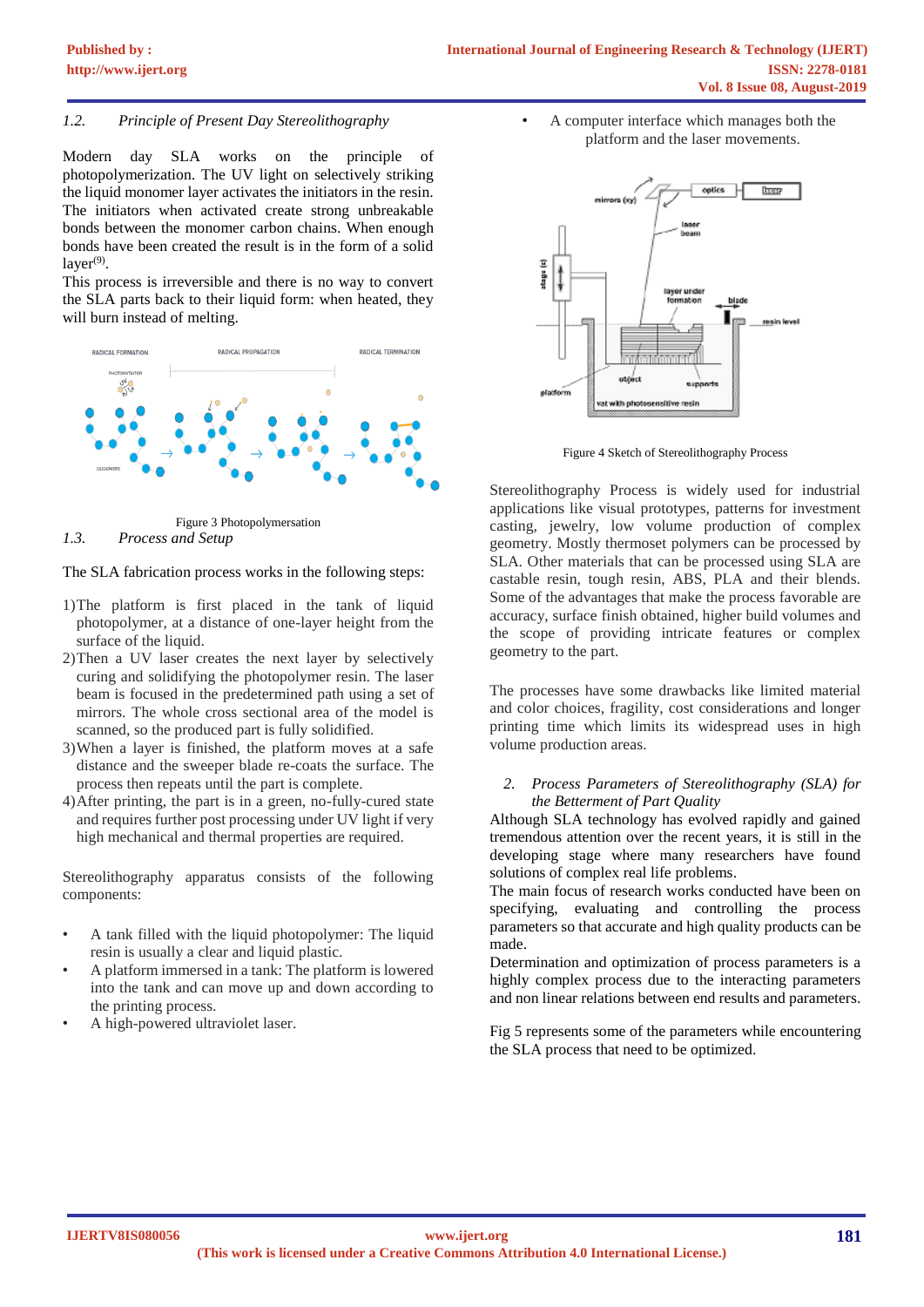### 1.2. Principle of Present Day Stereolithography

Modern day SLA works on the principle of photopolymerization. The UV light on selectively striking the liquid monomer layer activates the initiators in the resin. The initiators when activated create strong unbreakable bonds between the monomer carbon chains. When enough bonds have been created the result is in the form of a solid layer[9].

This process is irreversible and there is no way to convert the SLA parts back to their liquid form: when heated, they will burn instead of melting.

Figure 3 Photopolymersation

### 1.3. Process and Setup

The SLA fabrication process works in the following steps:

1) The platform is first placed in the tank of liquid photopolymer, at a distance of one-layer height from the surface of the liquid.
2) Then a UV laser creates the next layer by selectively curing and solidifying the photopolymer resin. The laser beam is focused in the predetermined path using a set of mirrors. The whole cross sectional area of the model is scanned, so the produced part is fully solidified.
3) When a layer is finished, the platform moves at a safe distance and the sweeper blade re-coats the surface. The process then repeats until the part is complete.
4) After printing, the part is in a green, no-fully-cured state and requires further post processing under UV light if very high mechanical and thermal properties are required.

Stereolithography apparatus consists of the following components:

- A tank filled with the liquid photopolymer: The liquid resin is usually a clear and liquid plastic.
- A platform immersed in a tank: The platform is lowered into the tank and can move up and down according to the printing process.
- A high-powered ultraviolet laser.
- A computer interface which manages both the platform and the laser movements.

Figure 4 Sketch of Stereolithography Process

Stereolithography Process is widely used for industrial applications like visual prototypes, patterns for investment casting, jewelry, low volume production of complex geometry. Mostly thermoset polymers can be processed by SLA. Other materials that can be processed using SLA are castable resin, tough resin, ABS, PLA and their blends. Some of the advantages that make the process favorable are accuracy, surface finish obtained, higher build volumes and the scope of providing intricate features or complex geometry to the part.

The processes have some drawbacks like limited material and color choices, fragility, cost considerations and longer printing time which limits its widespread uses in high volume production areas.

## 2. Process Parameters of Stereolithography (SLA) for the Betterment of Part Quality

Although SLA technology has evolved rapidly and gained tremendous attention over the recent years, it is still in the developing stage where many researchers have found solutions of complex real life problems.

The main focus of research works conducted have been on specifying, evaluating and controlling the process parameters so that accurate and high quality products can be made.

Determination and optimization of process parameters is a highly complex process due to the interacting parameters and non linear relations between end results and parameters.

Fig 5 represents some of the parameters while encountering the SLA process that need to be optimized.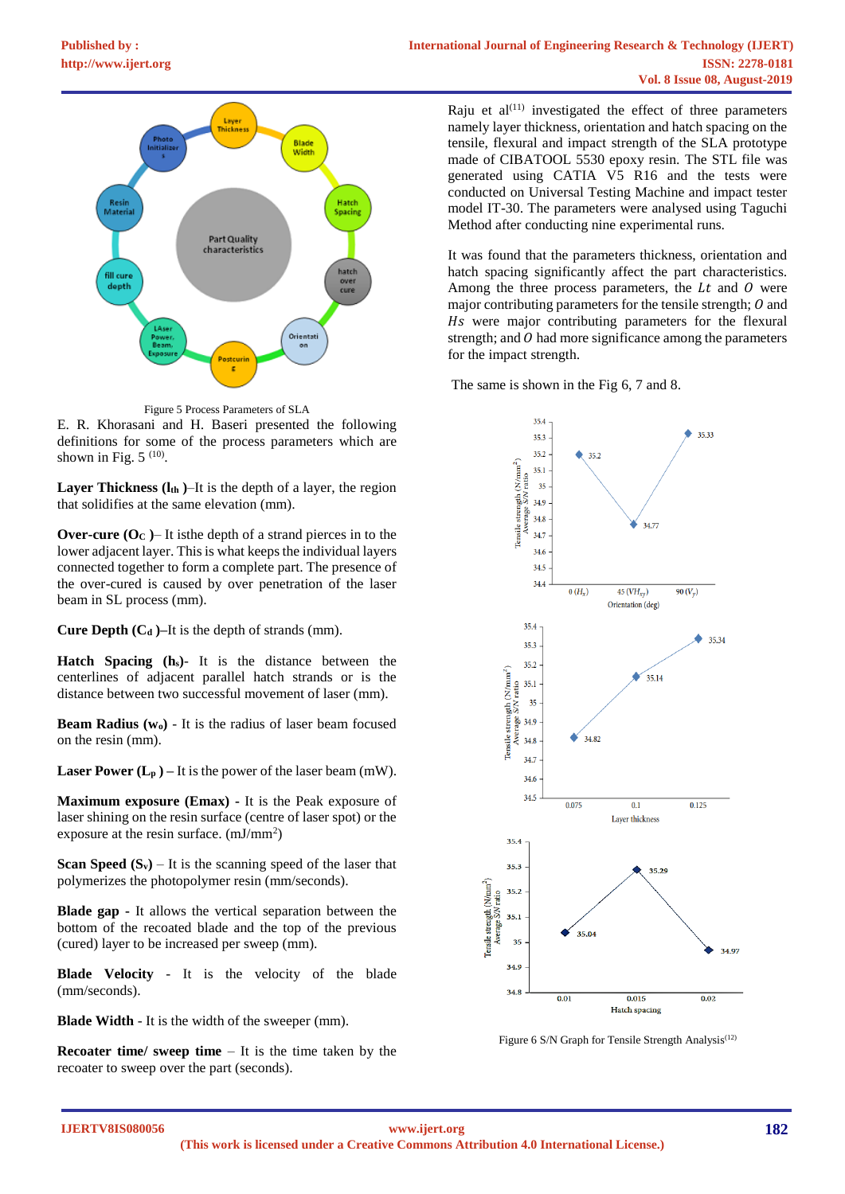Figure 5 Process Parameters of SLA

E. R. Khorasani and H. Baseri presented the following definitions for some of the process parameters which are shown in Fig. 5 [10].

**Layer Thickness ($l_{th}$ )**–It is the depth of a layer, the region that solidifies at the same elevation (mm).

**Over-cure ($O_C$ )**– It isthe depth of a strand pierces in to the lower adjacent layer. This is what keeps the individual layers connected together to form a complete part. The presence of the over-cured is caused by over penetration of the laser beam in SL process (mm).

**Cure Depth ($C_d$ )**–It is the depth of strands (mm).

**Hatch Spacing ($h_s$)**- It is the distance between the centerlines of adjacent parallel hatch strands or is the distance between two successful movement of laser (mm).

**Beam Radius ($w_o$)** - It is the radius of laser beam focused on the resin (mm).

**Laser Power ($L_p$ ) –** It is the power of the laser beam (mW).

**Maximum exposure (Emax)** - It is the Peak exposure of laser shining on the resin surface (centre of laser spot) or the exposure at the resin surface. (mJ/mm$^2$)

**Scan Speed ($S_v$)** – It is the scanning speed of the laser that polymerizes the photopolymer resin (mm/seconds).

**Blade gap** - It allows the vertical separation between the bottom of the recoated blade and the top of the previous (cured) layer to be increased per sweep (mm).

**Blade Velocity** - It is the velocity of the blade (mm/seconds).

**Blade Width** - It is the width of the sweeper (mm).

**Recoater time/ sweep time** – It is the time taken by the recoater to sweep over the part (seconds).

Raju et al[11] investigated the effect of three parameters namely layer thickness, orientation and hatch spacing on the tensile, flexural and impact strength of the SLA prototype made of CIBATOOL 5530 epoxy resin. The STL file was generated using CATIA V5 R16 and the tests were conducted on Universal Testing Machine and impact tester model IT-30. The parameters were analysed using Taguchi Method after conducting nine experimental runs.

It was found that the parameters thickness, orientation and hatch spacing significantly affect the part characteristics. Among the three process parameters, the $Lt$ and $O$ were major contributing parameters for the tensile strength; $O$ and $Hs$ were major contributing parameters for the flexural strength; and $O$ had more significance among the parameters for the impact strength.

The same is shown in the Fig 6, 7 and 8.

Figure 6 S/N Graph for Tensile Strength Analysis[12]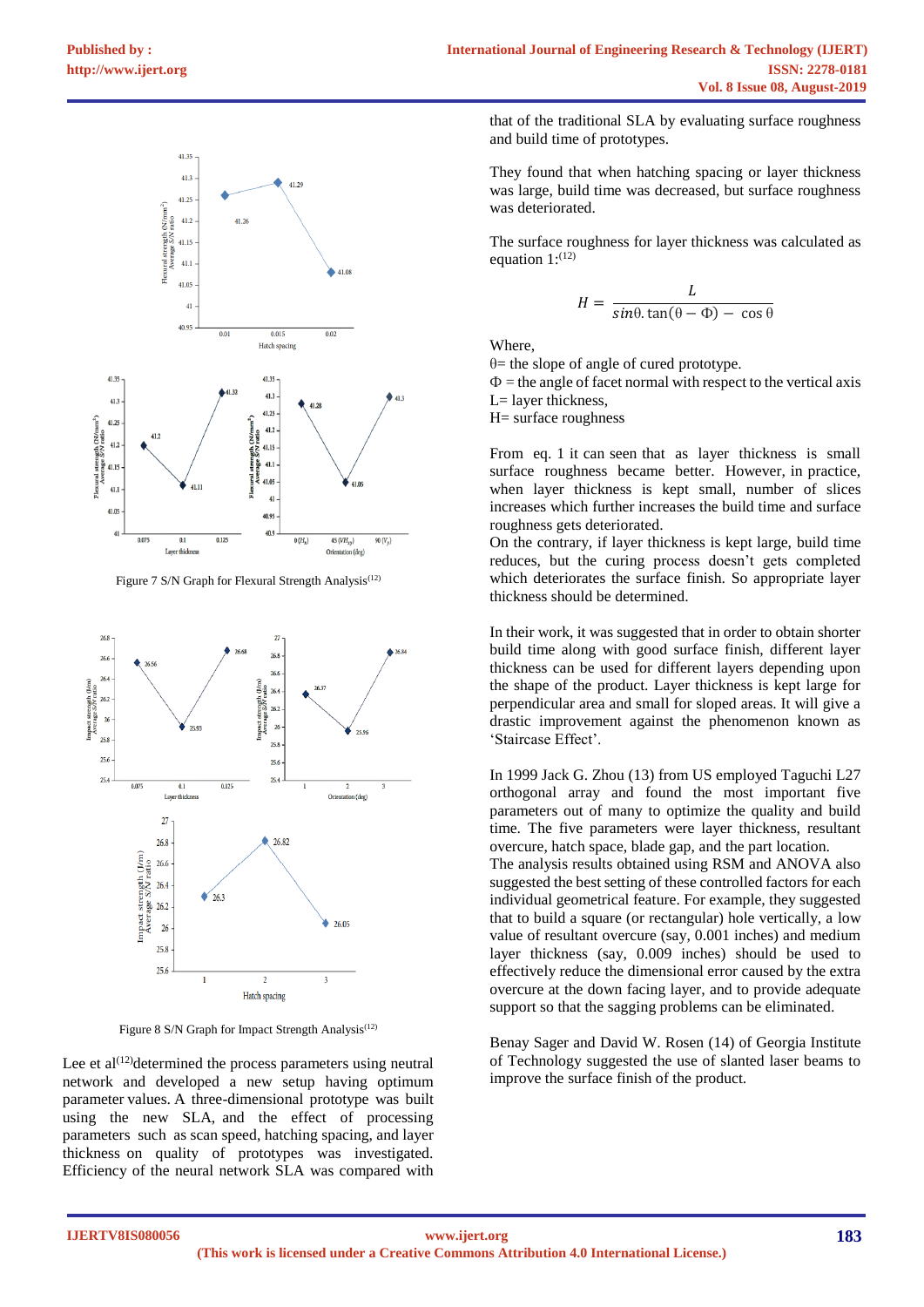Figure 7 S/N Graph for Flexural Strength Analysis[12]

Figure 8 S/N Graph for Impact Strength Analysis[12]

Lee et al[12] determined the process parameters using neutral network and developed a new setup having optimum parameter values. A three-dimensional prototype was built using the new SLA, and the effect of processing parameters such as scan speed, hatching spacing, and layer thickness on quality of prototypes was investigated. Efficiency of the neural network SLA was compared with that of the traditional SLA by evaluating surface roughness and build time of prototypes.

They found that when hatching spacing or layer thickness was large, build time was decreased, but surface roughness was deteriorated.

The surface roughness for layer thickness was calculated as equation 1:[12]

$$H = \frac{L}{sin\theta . \tan(\theta - \Phi) - \cos\theta}$$

Where,
θ= the slope of angle of cured prototype.
Φ = the angle of facet normal with respect to the vertical axis
L= layer thickness,
H= surface roughness

From eq. 1 it can seen that as layer thickness is small surface roughness became better. However, in practice, when layer thickness is kept small, number of slices increases which further increases the build time and surface roughness gets deteriorated.
On the contrary, if layer thickness is kept large, build time reduces, but the curing process doesn't gets completed which deteriorates the surface finish. So appropriate layer thickness should be determined.

In their work, it was suggested that in order to obtain shorter build time along with good surface finish, different layer thickness can be used for different layers depending upon the shape of the product. Layer thickness is kept large for perpendicular area and small for sloped areas. It will give a drastic improvement against the phenomenon known as 'Staircase Effect'.

In 1999 Jack G. Zhou (13) from US employed Taguchi L27 orthogonal array and found the most important five parameters out of many to optimize the quality and build time. The five parameters were layer thickness, resultant overcure, hatch space, blade gap, and the part location.
The analysis results obtained using RSM and ANOVA also suggested the best setting of these controlled factors for each individual geometrical feature. For example, they suggested that to build a square (or rectangular) hole vertically, a low value of resultant overcure (say, 0.001 inches) and medium layer thickness (say, 0.009 inches) should be used to effectively reduce the dimensional error caused by the extra overcure at the down facing layer, and to provide adequate support so that the sagging problems can be eliminated.

Benay Sager and David W. Rosen (14) of Georgia Institute of Technology suggested the use of slanted laser beams to improve the surface finish of the product.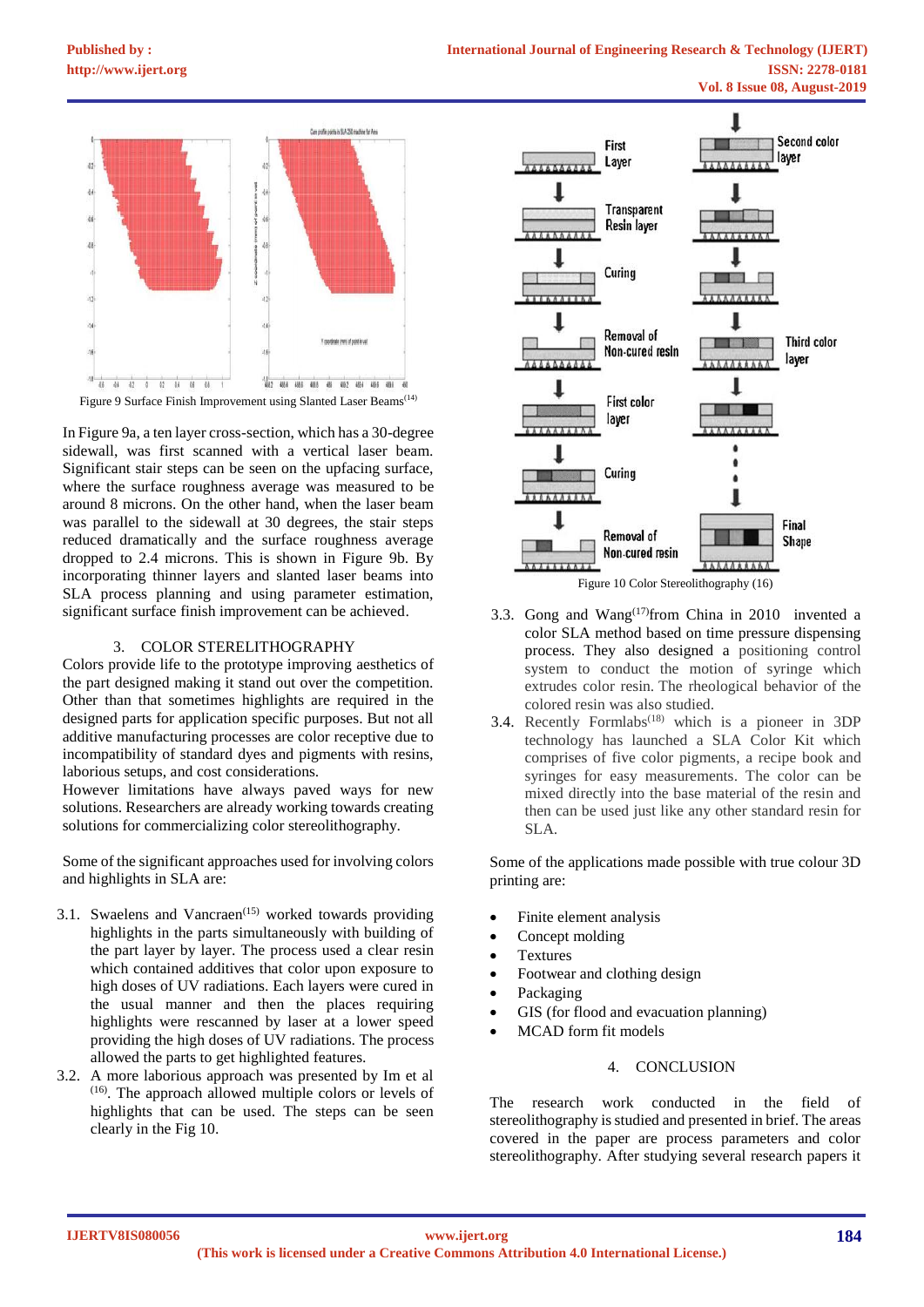Figure 9 Surface Finish Improvement using Slanted Laser Beams[14]

In Figure 9a, a ten layer cross-section, which has a 30-degree sidewall, was first scanned with a vertical laser beam. Significant stair steps can be seen on the upfacing surface, where the surface roughness average was measured to be around 8 microns. On the other hand, when the laser beam was parallel to the sidewall at 30 degrees, the stair steps reduced dramatically and the surface roughness average dropped to 2.4 microns. This is shown in Figure 9b. By incorporating thinner layers and slanted laser beams into SLA process planning and using parameter estimation, significant surface finish improvement can be achieved.

## 3. COLOR STERELITHOGRAPHY

Colors provide life to the prototype improving aesthetics of the part designed making it stand out over the competition. Other than that sometimes highlights are required in the designed parts for application specific purposes. But not all additive manufacturing processes are color receptive due to incompatibility of standard dyes and pigments with resins, laborious setups, and cost considerations.

However limitations have always paved ways for new solutions. Researchers are already working towards creating solutions for commercializing color stereolithography.

Some of the significant approaches used for involving colors and highlights in SLA are:

3.1. Swaelens and Vancraen[15] worked towards providing highlights in the parts simultaneously with building of the part layer by layer. The process used a clear resin which contained additives that color upon exposure to high doses of UV radiations. Each layers were cured in the usual manner and then the places requiring highlights were rescanned by laser at a lower speed providing the high doses of UV radiations. The process allowed the parts to get highlighted features.

3.2. A more laborious approach was presented by Im et al [16]. The approach allowed multiple colors or levels of highlights that can be used. The steps can be seen clearly in the Fig 10.

Figure 10 Color Stereolithography (16)

3.3. Gong and Wang[17]from China in 2010 invented a color SLA method based on time pressure dispensing process. They also designed a positioning control system to conduct the motion of syringe which extrudes color resin. The rheological behavior of the colored resin was also studied.

3.4. Recently Formlabs[18] which is a pioneer in 3DP technology has launched a SLA Color Kit which comprises of five color pigments, a recipe book and syringes for easy measurements. The color can be mixed directly into the base material of the resin and then can be used just like any other standard resin for SLA.

Some of the applications made possible with true colour 3D printing are:

- Finite element analysis
- Concept molding
- Textures
- Footwear and clothing design
- Packaging
- GIS (for flood and evacuation planning)
- MCAD form fit models

## 4. CONCLUSION

The research work conducted in the field of stereolithography is studied and presented in brief. The areas covered in the paper are process parameters and color stereolithography. After studying several research papers it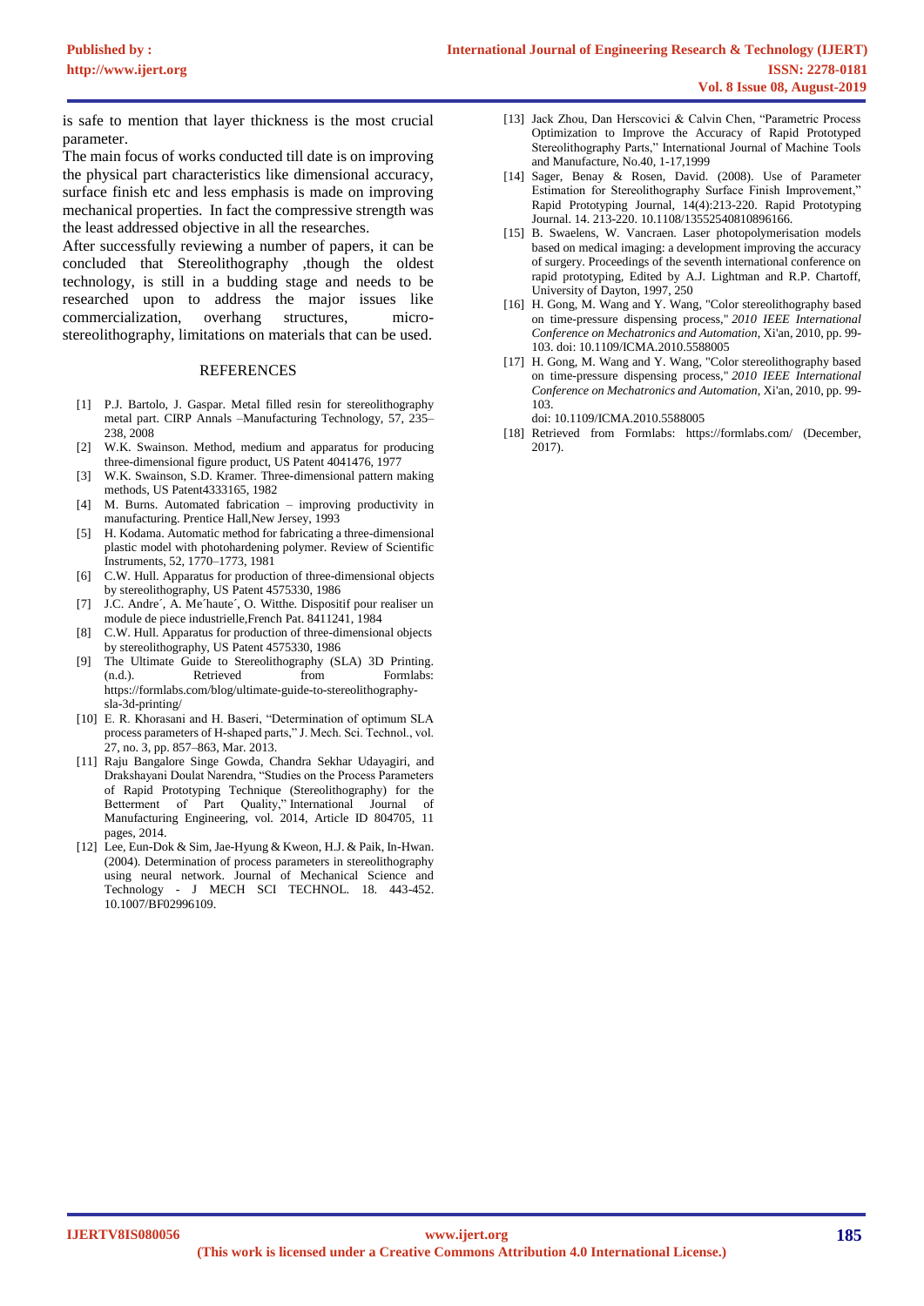is safe to mention that layer thickness is the most crucial parameter.

The main focus of works conducted till date is on improving the physical part characteristics like dimensional accuracy, surface finish etc and less emphasis is made on improving mechanical properties. In fact the compressive strength was the least addressed objective in all the researches.

After successfully reviewing a number of papers, it can be concluded that Stereolithography ,though the oldest technology, is still in a budding stage and needs to be researched upon to address the major issues like commercialization, overhang structures, micro-stereolithography, limitations on materials that can be used.

## REFERENCES

[1] P.J. Bartolo, J. Gaspar. Metal filled resin for stereolithography metal part. CIRP Annals –Manufacturing Technology, 57, 235–238, 2008

[2] W.K. Swainson. Method, medium and apparatus for producing three-dimensional figure product, US Patent 4041476, 1977

[3] W.K. Swainson, S.D. Kramer. Three-dimensional pattern making methods, US Patent4333165, 1982

[4] M. Burns. Automated fabrication – improving productivity in manufacturing. Prentice Hall,New Jersey, 1993

[5] H. Kodama. Automatic method for fabricating a three-dimensional plastic model with photohardening polymer. Review of Scientific Instruments, 52, 1770–1773, 1981

[6] C.W. Hull. Apparatus for production of three-dimensional objects by stereolithography, US Patent 4575330, 1986

[7] J.C. Andre´, A. Me´haute´, O. Witthe. Dispositif pour realiser un module de piece industrielle,French Pat. 8411241, 1984

[8] C.W. Hull. Apparatus for production of three-dimensional objects by stereolithography, US Patent 4575330, 1986

[9] The Ultimate Guide to Stereolithography (SLA) 3D Printing. (n.d.). Retrieved from Formlabs: https://formlabs.com/blog/ultimate-guide-to-stereolithography-sla-3d-printing/

[10] E. R. Khorasani and H. Baseri, "Determination of optimum SLA process parameters of H-shaped parts," J. Mech. Sci. Technol., vol. 27, no. 3, pp. 857–863, Mar. 2013.

[11] Raju Bangalore Singe Gowda, Chandra Sekhar Udayagiri, and Drakshayani Doulat Narendra, "Studies on the Process Parameters of Rapid Prototyping Technique (Stereolithography) for the Betterment of Part Quality," International Journal of Manufacturing Engineering, vol. 2014, Article ID 804705, 11 pages, 2014.

[12] Lee, Eun-Dok & Sim, Jae-Hyung & Kweon, H.J. & Paik, In-Hwan. (2004). Determination of process parameters in stereolithography using neural network. Journal of Mechanical Science and Technology - J MECH SCI TECHNOL. 18. 443-452. 10.1007/BF02996109.

[13] Jack Zhou, Dan Herscovici & Calvin Chen, "Parametric Process Optimization to Improve the Accuracy of Rapid Prototyped Stereolithography Parts," International Journal of Machine Tools and Manufacture, No.40, 1-17,1999

[14] Sager, Benay & Rosen, David. (2008). Use of Parameter Estimation for Stereolithography Surface Finish Improvement," Rapid Prototyping Journal, 14(4):213-220. Rapid Prototyping Journal. 14. 213-220. 10.1108/13552540810896166.

[15] B. Swaelens, W. Vancraen. Laser photopolymerisation models based on medical imaging: a development improving the accuracy of surgery. Proceedings of the seventh international conference on rapid prototyping, Edited by A.J. Lightman and R.P. Chartoff, University of Dayton, 1997, 250

[16] H. Gong, M. Wang and Y. Wang, "Color stereolithography based on time-pressure dispensing process," *2010 IEEE International Conference on Mechatronics and Automation*, Xi'an, 2010, pp. 99-103. doi: 10.1109/ICMA.2010.5588005

[17] H. Gong, M. Wang and Y. Wang, "Color stereolithography based on time-pressure dispensing process," *2010 IEEE International Conference on Mechatronics and Automation*, Xi'an, 2010, pp. 99-103.
doi: 10.1109/ICMA.2010.5588005

[18] Retrieved from Formlabs: https://formlabs.com/ (December, 2017).